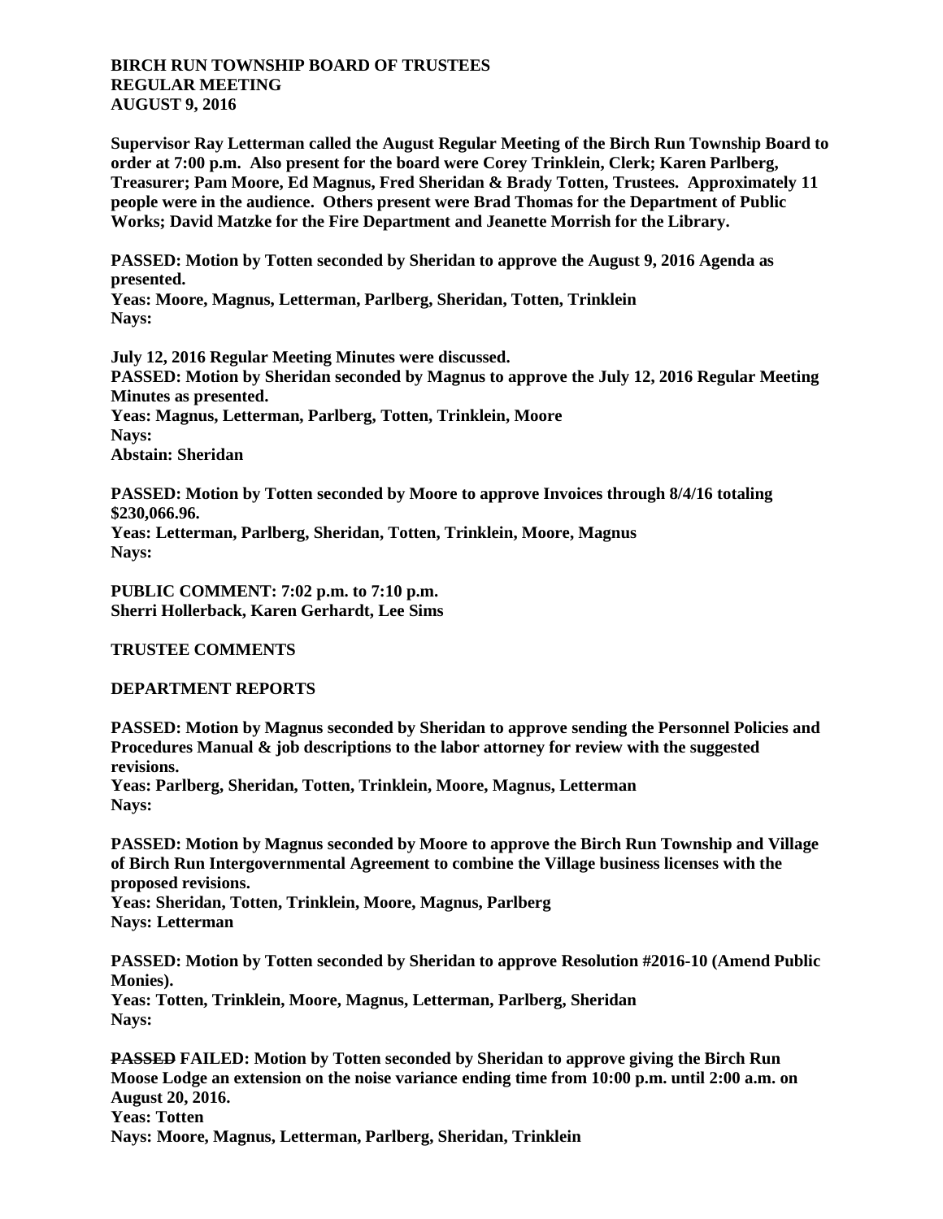**BIRCH RUN TOWNSHIP BOARD OF TRUSTEES**
**REGULAR MEETING**
**AUGUST 9, 2016**

**Supervisor Ray Letterman called the August Regular Meeting of the Birch Run Township Board to order at 7:00 p.m. Also present for the board were Corey Trinklein, Clerk; Karen Parlberg, Treasurer; Pam Moore, Ed Magnus, Fred Sheridan & Brady Totten, Trustees. Approximately 11 people were in the audience. Others present were Brad Thomas for the Department of Public Works; David Matzke for the Fire Department and Jeanette Morrish for the Library.**

**PASSED: Motion by Totten seconded by Sheridan to approve the August 9, 2016 Agenda as presented.**
**Yeas: Moore, Magnus, Letterman, Parlberg, Sheridan, Totten, Trinklein**
**Nays:**

**July 12, 2016 Regular Meeting Minutes were discussed.**
**PASSED: Motion by Sheridan seconded by Magnus to approve the July 12, 2016 Regular Meeting Minutes as presented.**
**Yeas: Magnus, Letterman, Parlberg, Totten, Trinklein, Moore**
**Nays:**
**Abstain: Sheridan**

**PASSED: Motion by Totten seconded by Moore to approve Invoices through 8/4/16 totaling $230,066.96.**
**Yeas: Letterman, Parlberg, Sheridan, Totten, Trinklein, Moore, Magnus**
**Nays:**

**PUBLIC COMMENT: 7:02 p.m. to 7:10 p.m.**
**Sherri Hollerback, Karen Gerhardt, Lee Sims**

**TRUSTEE COMMENTS**

**DEPARTMENT REPORTS**

**PASSED: Motion by Magnus seconded by Sheridan to approve sending the Personnel Policies and Procedures Manual & job descriptions to the labor attorney for review with the suggested revisions.**
**Yeas: Parlberg, Sheridan, Totten, Trinklein, Moore, Magnus, Letterman**
**Nays:**

**PASSED: Motion by Magnus seconded by Moore to approve the Birch Run Township and Village of Birch Run Intergovernmental Agreement to combine the Village business licenses with the proposed revisions.**
**Yeas: Sheridan, Totten, Trinklein, Moore, Magnus, Parlberg**
**Nays: Letterman**

**PASSED: Motion by Totten seconded by Sheridan to approve Resolution #2016-10 (Amend Public Monies).**
**Yeas: Totten, Trinklein, Moore, Magnus, Letterman, Parlberg, Sheridan**
**Nays:**

**~~PASSED~~ FAILED: Motion by Totten seconded by Sheridan to approve giving the Birch Run Moose Lodge an extension on the noise variance ending time from 10:00 p.m. until 2:00 a.m. on August 20, 2016.**
**Yeas: Totten**
**Nays: Moore, Magnus, Letterman, Parlberg, Sheridan, Trinklein**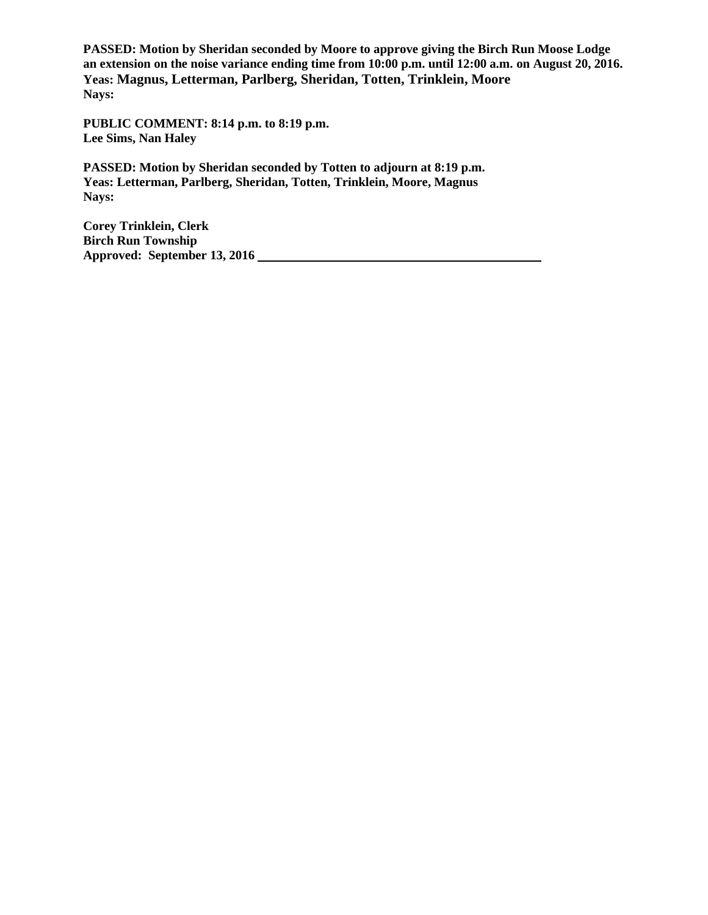**PASSED: Motion by Sheridan seconded by Moore to approve giving the Birch Run Moose Lodge an extension on the noise variance ending time from 10:00 p.m. until 12:00 a.m. on August 20, 2016.**
**Yeas: Magnus, Letterman, Parlberg, Sheridan, Totten, Trinklein, Moore**
**Nays:**

**PUBLIC COMMENT: 8:14 p.m. to 8:19 p.m.**
**Lee Sims, Nan Haley**

**PASSED: Motion by Sheridan seconded by Totten to adjourn at 8:19 p.m.**
**Yeas: Letterman, Parlberg, Sheridan, Totten, Trinklein, Moore, Magnus**
**Nays:**

**Corey Trinklein, Clerk**
**Birch Run Township**
**Approved: September 13, 2016** ______________________________________